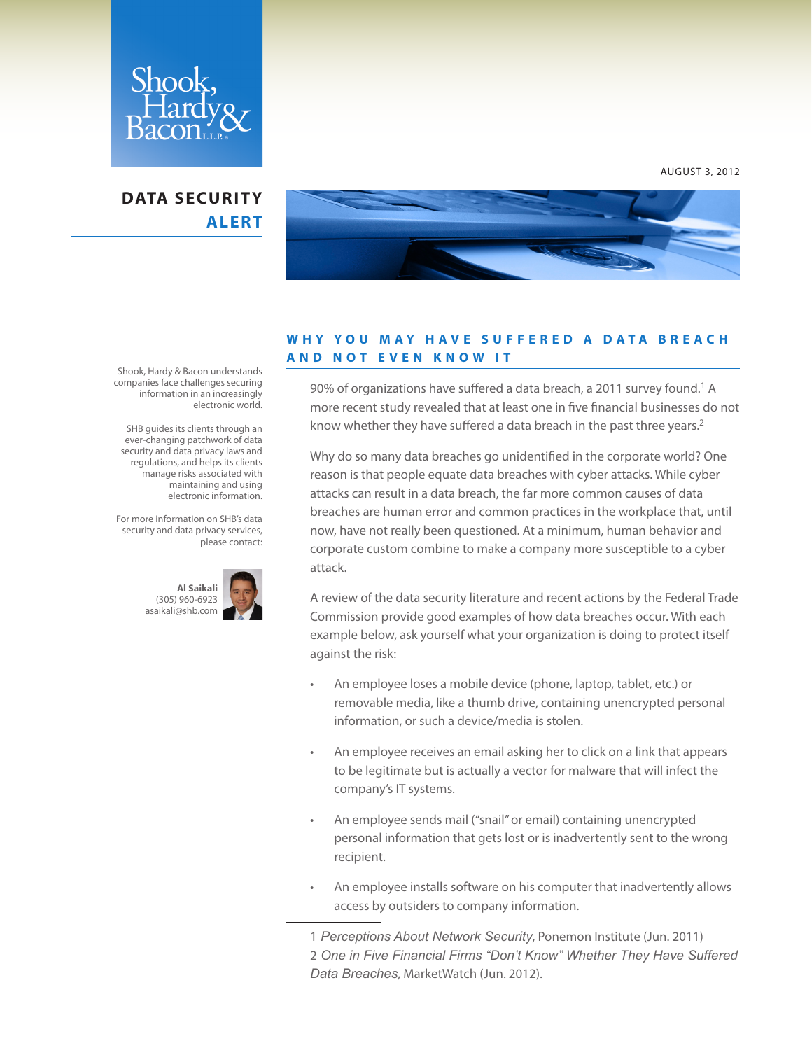Shook, Hardy & Bacon L.L.P.

AUGUST 3, 2012

# DATA SECURITY ALERT

Shook, Hardy & Bacon understands companies face challenges securing information in an increasingly electronic world.

SHB guides its clients through an ever-changing patchwork of data security and data privacy laws and regulations, and helps its clients manage risks associated with maintaining and using electronic information.

For more information on SHB's data security and data privacy services, please contact:

**Al Saikali**
(305) 960-6923
asaikali@shb.com

## WHY YOU MAY HAVE SUFFERED A DATA BREACH AND NOT EVEN KNOW IT

90% of organizations have suffered a data breach, a 2011 survey found.[1] A more recent study revealed that at least one in five financial businesses do not know whether they have suffered a data breach in the past three years.[2]

Why do so many data breaches go unidentified in the corporate world? One reason is that people equate data breaches with cyber attacks. While cyber attacks can result in a data breach, the far more common causes of data breaches are human error and common practices in the workplace that, until now, have not really been questioned. At a minimum, human behavior and corporate custom combine to make a company more susceptible to a cyber attack.

A review of the data security literature and recent actions by the Federal Trade Commission provide good examples of how data breaches occur. With each example below, ask yourself what your organization is doing to protect itself against the risk:

- An employee loses a mobile device (phone, laptop, tablet, etc.) or removable media, like a thumb drive, containing unencrypted personal information, or such a device/media is stolen.
- An employee receives an email asking her to click on a link that appears to be legitimate but is actually a vector for malware that will infect the company's IT systems.
- An employee sends mail ("snail" or email) containing unencrypted personal information that gets lost or is inadvertently sent to the wrong recipient.
- An employee installs software on his computer that inadvertently allows access by outsiders to company information.

---

1 *Perceptions About Network Security*, Ponemon Institute (Jun. 2011)
2 *One in Five Financial Firms "Don't Know" Whether They Have Suffered Data Breaches*, MarketWatch (Jun. 2012).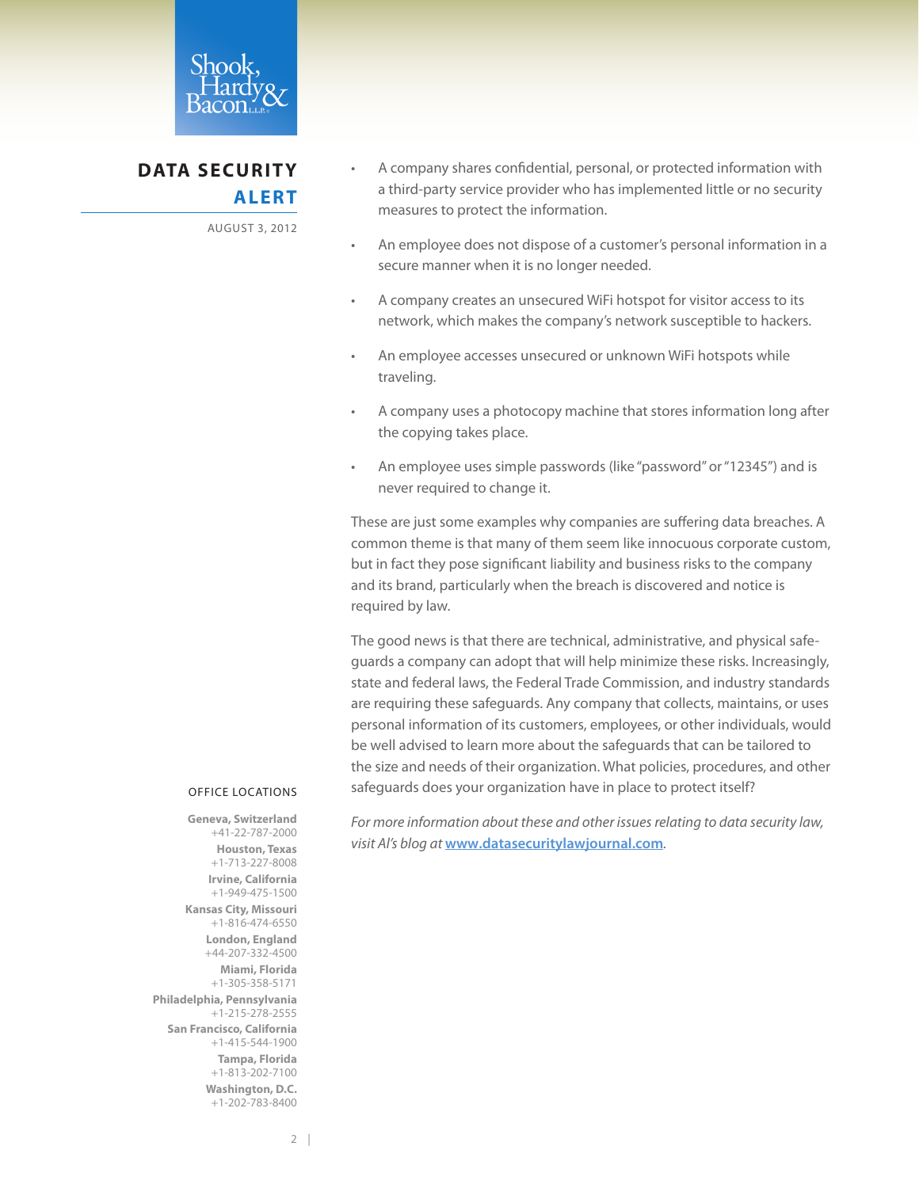- A company shares confidential, personal, or protected information with a third-party service provider who has implemented little or no security measures to protect the information.
- An employee does not dispose of a customer's personal information in a secure manner when it is no longer needed.
- A company creates an unsecured WiFi hotspot for visitor access to its network, which makes the company's network susceptible to hackers.
- An employee accesses unsecured or unknown WiFi hotspots while traveling.
- A company uses a photocopy machine that stores information long after the copying takes place.
- An employee uses simple passwords (like "password" or "12345") and is never required to change it.

These are just some examples why companies are suffering data breaches. A common theme is that many of them seem like innocuous corporate custom, but in fact they pose significant liability and business risks to the company and its brand, particularly when the breach is discovered and notice is required by law.

The good news is that there are technical, administrative, and physical safeguards a company can adopt that will help minimize these risks. Increasingly, state and federal laws, the Federal Trade Commission, and industry standards are requiring these safeguards. Any company that collects, maintains, or uses personal information of its customers, employees, or other individuals, would be well advised to learn more about the safeguards that can be tailored to the size and needs of their organization. What policies, procedures, and other safeguards does your organization have in place to protect itself?

*For more information about these and other issues relating to data security law, visit Al's blog at* **[www.datasecuritylawjournal.com](http://www.datasecuritylawjournal.com)**.

OFFICE LOCATIONS

**Geneva, Switzerland**
+41-22-787-2000

**Houston, Texas**
+1-713-227-8008

**Irvine, California**
+1-949-475-1500

**Kansas City, Missouri**
+1-816-474-6550

**London, England**
+44-207-332-4500

**Miami, Florida**
+1-305-358-5171

**Philadelphia, Pennsylvania**
+1-215-278-2555

**San Francisco, California**
+1-415-544-1900

**Tampa, Florida**
+1-813-202-7100

**Washington, D.C.**
+1-202-783-8400